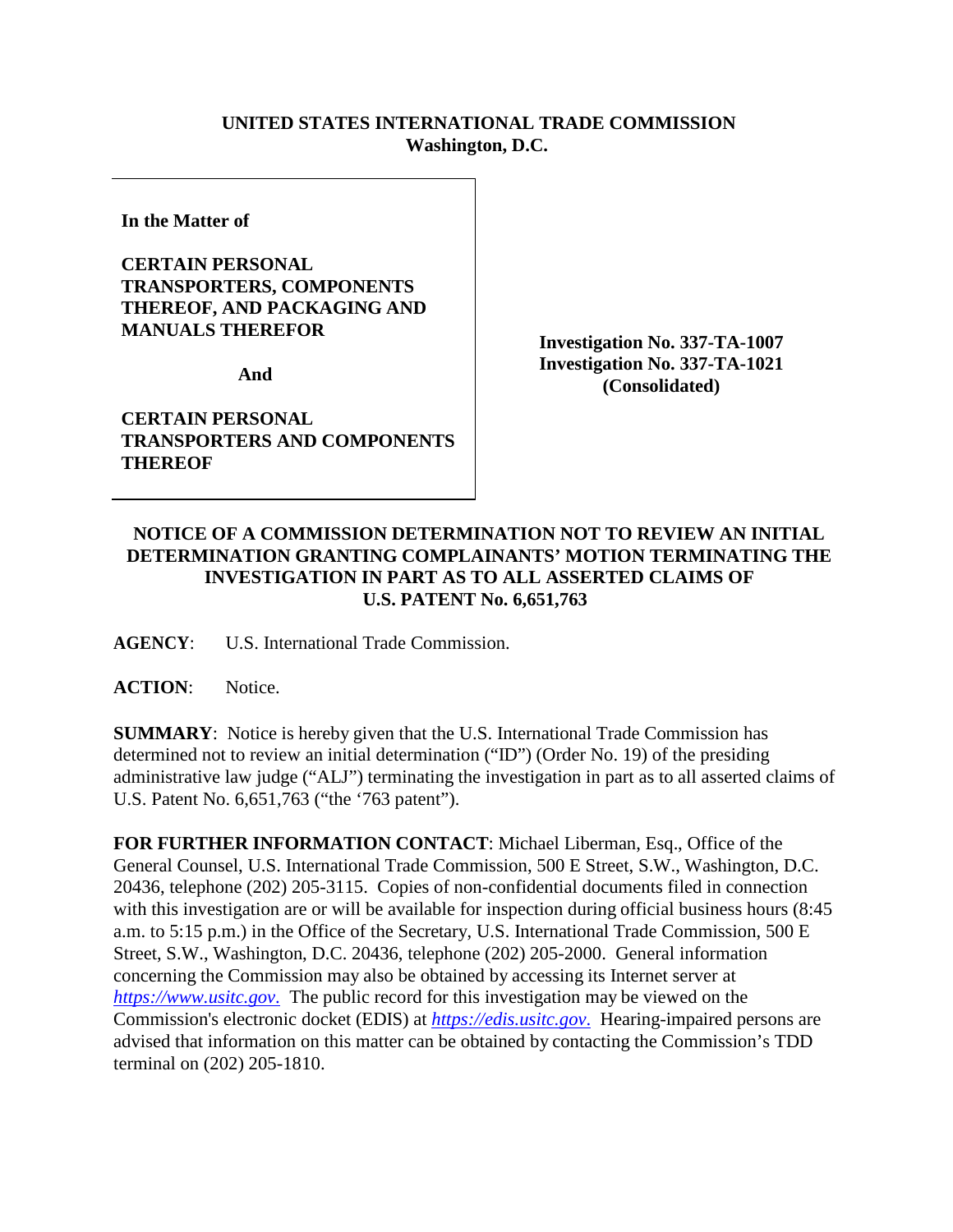**UNITED STATES INTERNATIONAL TRADE COMMISSION**
**Washington, D.C.**

| | |
|---|---|
| **In the Matter of**<br><br>**CERTAIN PERSONAL TRANSPORTERS, COMPONENTS THEREOF, AND PACKAGING AND MANUALS THEREFOR**<br><br>**And**<br><br>**CERTAIN PERSONAL TRANSPORTERS AND COMPONENTS THEREOF** | **Investigation No. 337-TA-1007**<br>**Investigation No. 337-TA-1021**<br>**(Consolidated)** |

# NOTICE OF A COMMISSION DETERMINATION NOT TO REVIEW AN INITIAL DETERMINATION GRANTING COMPLAINANTS' MOTION TERMINATING THE INVESTIGATION IN PART AS TO ALL ASSERTED CLAIMS OF U.S. PATENT No. 6,651,763

**AGENCY**: U.S. International Trade Commission.

**ACTION**: Notice.

**SUMMARY**: Notice is hereby given that the U.S. International Trade Commission has determined not to review an initial determination ("ID") (Order No. 19) of the presiding administrative law judge ("ALJ") terminating the investigation in part as to all asserted claims of U.S. Patent No. 6,651,763 ("the '763 patent").

**FOR FURTHER INFORMATION CONTACT**: Michael Liberman, Esq., Office of the General Counsel, U.S. International Trade Commission, 500 E Street, S.W., Washington, D.C. 20436, telephone (202) 205-3115. Copies of non-confidential documents filed in connection with this investigation are or will be available for inspection during official business hours (8:45 a.m. to 5:15 p.m.) in the Office of the Secretary, U.S. International Trade Commission, 500 E Street, S.W., Washington, D.C. 20436, telephone (202) 205-2000. General information concerning the Commission may also be obtained by accessing its Internet server at *https://www.usitc.gov*. The public record for this investigation may be viewed on the Commission's electronic docket (EDIS) at *https://edis.usitc.gov*. Hearing-impaired persons are advised that information on this matter can be obtained by contacting the Commission's TDD terminal on (202) 205-1810.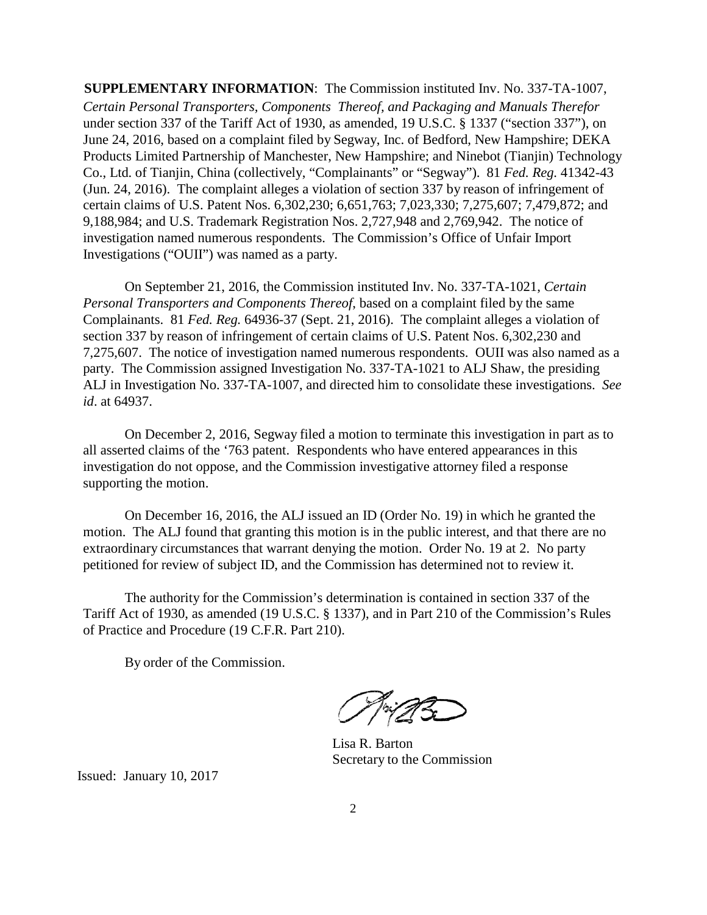**SUPPLEMENTARY INFORMATION**: The Commission instituted Inv. No. 337-TA-1007, *Certain Personal Transporters, Components Thereof, and Packaging and Manuals Therefor* under section 337 of the Tariff Act of 1930, as amended, 19 U.S.C. § 1337 ("section 337"), on June 24, 2016, based on a complaint filed by Segway, Inc. of Bedford, New Hampshire; DEKA Products Limited Partnership of Manchester, New Hampshire; and Ninebot (Tianjin) Technology Co., Ltd. of Tianjin, China (collectively, "Complainants" or "Segway"). 81 *Fed. Reg.* 41342-43 (Jun. 24, 2016). The complaint alleges a violation of section 337 by reason of infringement of certain claims of U.S. Patent Nos. 6,302,230; 6,651,763; 7,023,330; 7,275,607; 7,479,872; and 9,188,984; and U.S. Trademark Registration Nos. 2,727,948 and 2,769,942. The notice of investigation named numerous respondents. The Commission's Office of Unfair Import Investigations ("OUII") was named as a party.

On September 21, 2016, the Commission instituted Inv. No. 337-TA-1021, *Certain Personal Transporters and Components Thereof*, based on a complaint filed by the same Complainants. 81 *Fed. Reg.* 64936-37 (Sept. 21, 2016). The complaint alleges a violation of section 337 by reason of infringement of certain claims of U.S. Patent Nos. 6,302,230 and 7,275,607. The notice of investigation named numerous respondents. OUII was also named as a party. The Commission assigned Investigation No. 337-TA-1021 to ALJ Shaw, the presiding ALJ in Investigation No. 337-TA-1007, and directed him to consolidate these investigations. *See id*. at 64937.

On December 2, 2016, Segway filed a motion to terminate this investigation in part as to all asserted claims of the '763 patent. Respondents who have entered appearances in this investigation do not oppose, and the Commission investigative attorney filed a response supporting the motion.

On December 16, 2016, the ALJ issued an ID (Order No. 19) in which he granted the motion. The ALJ found that granting this motion is in the public interest, and that there are no extraordinary circumstances that warrant denying the motion. Order No. 19 at 2. No party petitioned for review of subject ID, and the Commission has determined not to review it.

The authority for the Commission's determination is contained in section 337 of the Tariff Act of 1930, as amended (19 U.S.C. § 1337), and in Part 210 of the Commission's Rules of Practice and Procedure (19 C.F.R. Part 210).

By order of the Commission.

Lisa R. Barton
Secretary to the Commission

Issued: January 10, 2017